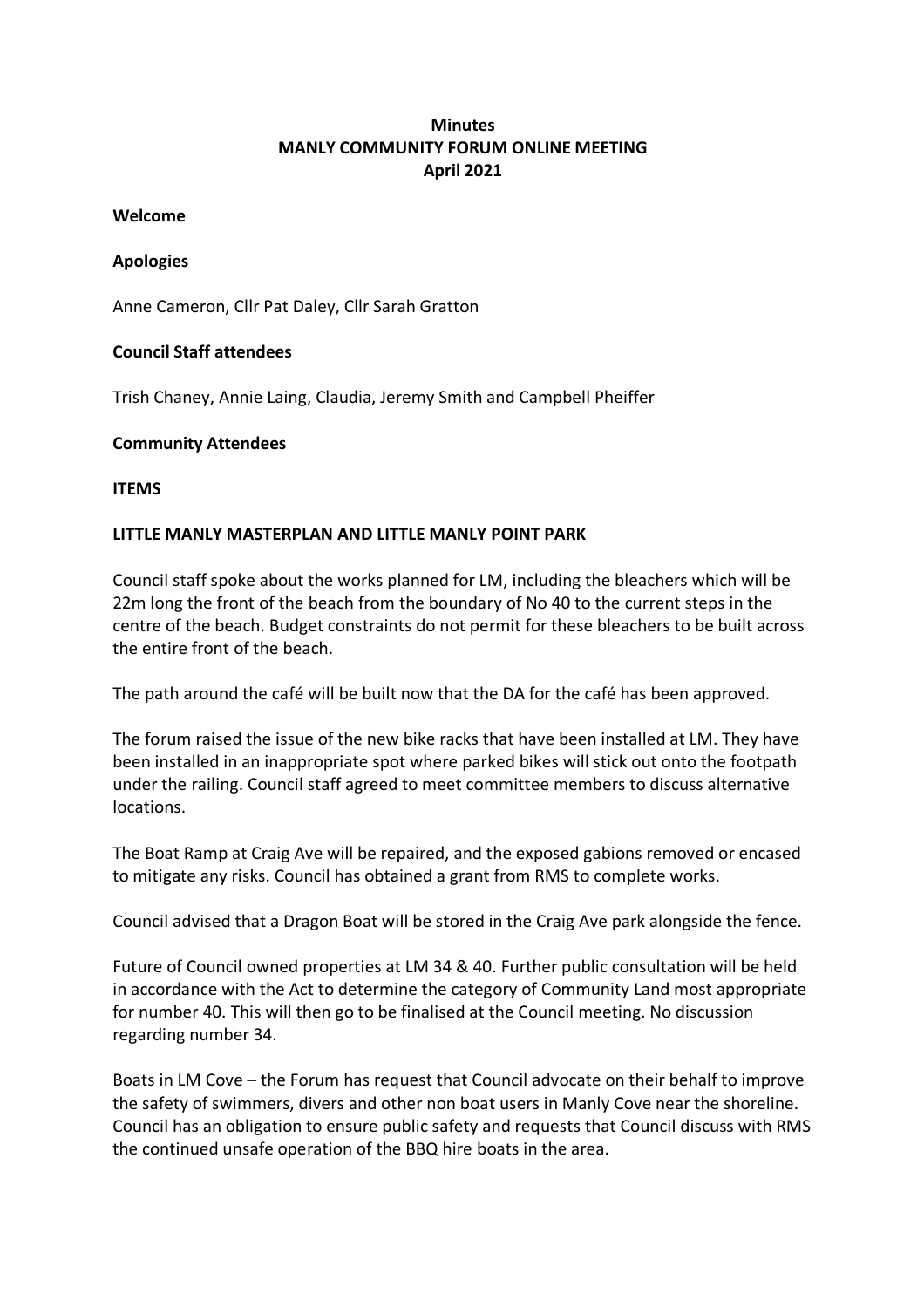**Minutes**
**MANLY COMMUNITY FORUM ONLINE MEETING**
**April 2021**

**Welcome**

**Apologies**

Anne Cameron, Cllr Pat Daley, Cllr Sarah Gratton

**Council Staff attendees**

Trish Chaney, Annie Laing, Claudia, Jeremy Smith and Campbell Pheiffer

**Community Attendees**

**ITEMS**

**LITTLE MANLY MASTERPLAN AND LITTLE MANLY POINT PARK**

Council staff spoke about the works planned for LM, including the bleachers which will be 22m long the front of the beach from the boundary of No 40 to the current steps in the centre of the beach. Budget constraints do not permit for these bleachers to be built across the entire front of the beach.

The path around the café will be built now that the DA for the café has been approved.

The forum raised the issue of the new bike racks that have been installed at LM. They have been installed in an inappropriate spot where parked bikes will stick out onto the footpath under the railing. Council staff agreed to meet committee members to discuss alternative locations.

The Boat Ramp at Craig Ave will be repaired, and the exposed gabions removed or encased to mitigate any risks. Council has obtained a grant from RMS to complete works.

Council advised that a Dragon Boat will be stored in the Craig Ave park alongside the fence.

Future of Council owned properties at LM 34 & 40. Further public consultation will be held in accordance with the Act to determine the category of Community Land most appropriate for number 40. This will then go to be finalised at the Council meeting. No discussion regarding number 34.

Boats in LM Cove – the Forum has request that Council advocate on their behalf to improve the safety of swimmers, divers and other non boat users in Manly Cove near the shoreline. Council has an obligation to ensure public safety and requests that Council discuss with RMS the continued unsafe operation of the BBQ hire boats in the area.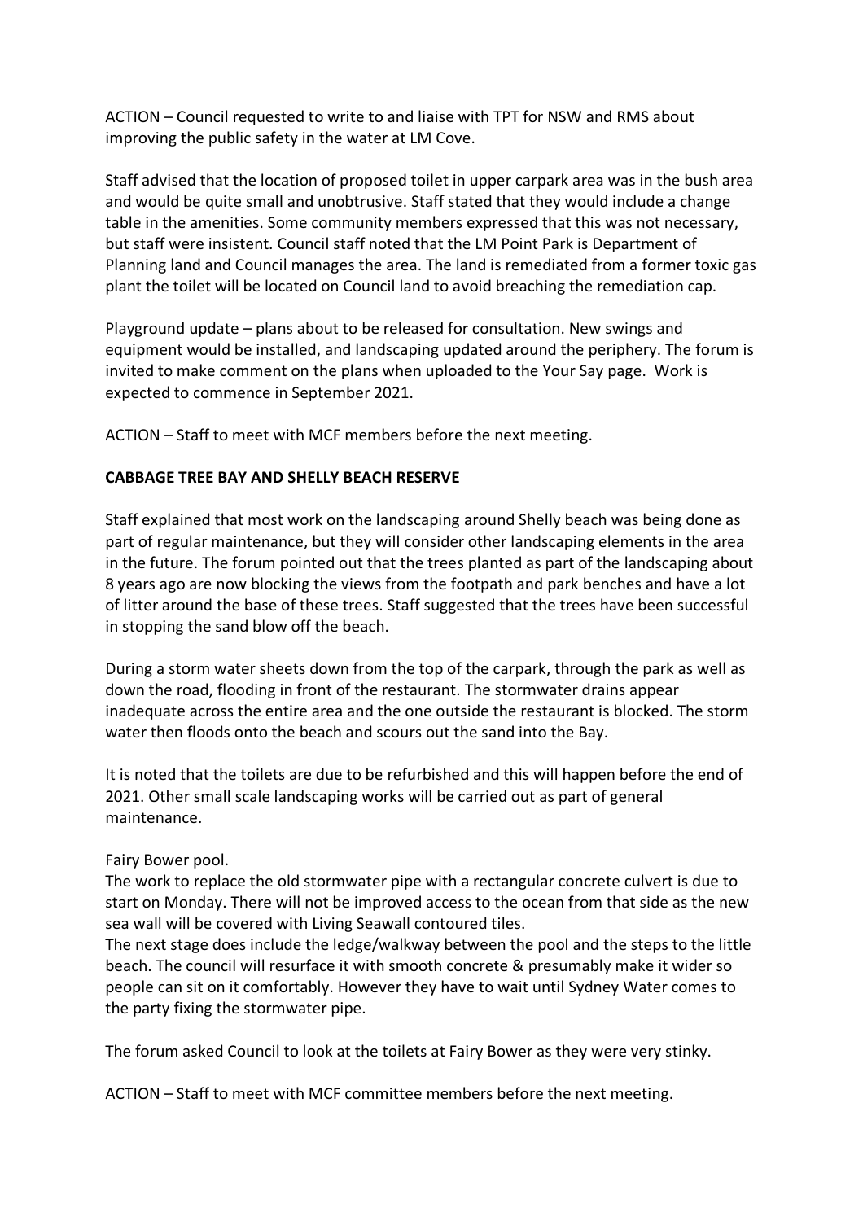ACTION – Council requested to write to and liaise with TPT for NSW and RMS about improving the public safety in the water at LM Cove.

Staff advised that the location of proposed toilet in upper carpark area was in the bush area and would be quite small and unobtrusive. Staff stated that they would include a change table in the amenities. Some community members expressed that this was not necessary, but staff were insistent. Council staff noted that the LM Point Park is Department of Planning land and Council manages the area. The land is remediated from a former toxic gas plant the toilet will be located on Council land to avoid breaching the remediation cap.

Playground update – plans about to be released for consultation. New swings and equipment would be installed, and landscaping updated around the periphery. The forum is invited to make comment on the plans when uploaded to the Your Say page. Work is expected to commence in September 2021.

ACTION – Staff to meet with MCF members before the next meeting.

**CABBAGE TREE BAY AND SHELLY BEACH RESERVE**

Staff explained that most work on the landscaping around Shelly beach was being done as part of regular maintenance, but they will consider other landscaping elements in the area in the future. The forum pointed out that the trees planted as part of the landscaping about 8 years ago are now blocking the views from the footpath and park benches and have a lot of litter around the base of these trees. Staff suggested that the trees have been successful in stopping the sand blow off the beach.

During a storm water sheets down from the top of the carpark, through the park as well as down the road, flooding in front of the restaurant. The stormwater drains appear inadequate across the entire area and the one outside the restaurant is blocked. The storm water then floods onto the beach and scours out the sand into the Bay.

It is noted that the toilets are due to be refurbished and this will happen before the end of 2021. Other small scale landscaping works will be carried out as part of general maintenance.

Fairy Bower pool.
The work to replace the old stormwater pipe with a rectangular concrete culvert is due to start on Monday. There will not be improved access to the ocean from that side as the new sea wall will be covered with Living Seawall contoured tiles.
The next stage does include the ledge/walkway between the pool and the steps to the little beach. The council will resurface it with smooth concrete & presumably make it wider so people can sit on it comfortably. However they have to wait until Sydney Water comes to the party fixing the stormwater pipe.

The forum asked Council to look at the toilets at Fairy Bower as they were very stinky.

ACTION – Staff to meet with MCF committee members before the next meeting.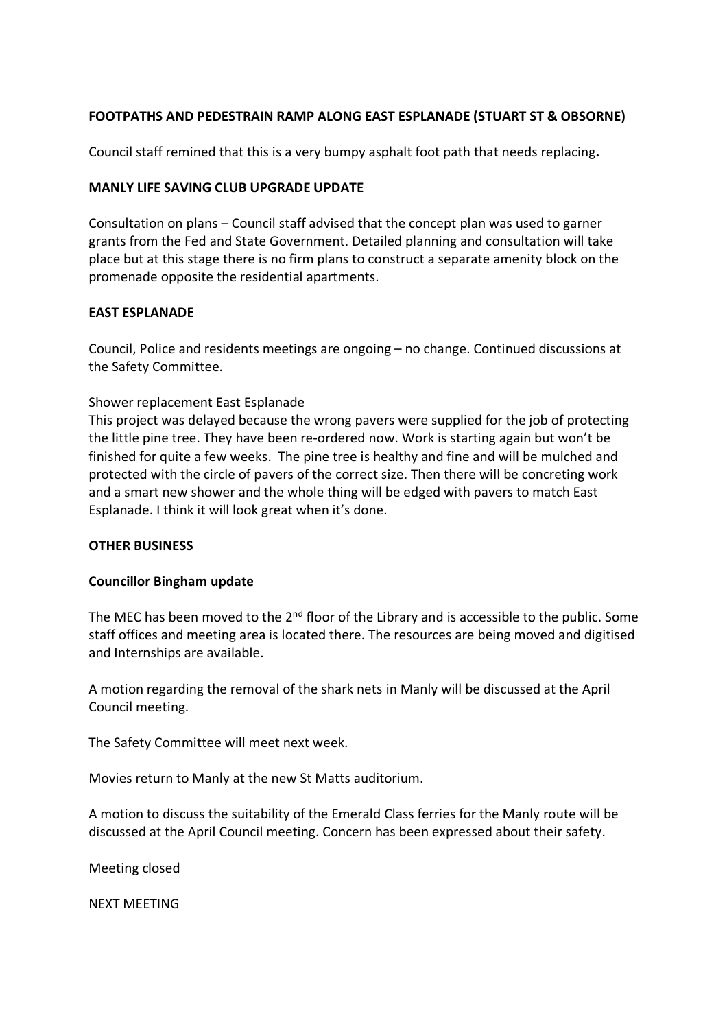**FOOTPATHS AND PEDESTRAIN RAMP ALONG EAST ESPLANADE (STUART ST & OBSORNE)**

Council staff remined that this is a very bumpy asphalt foot path that needs replacing**.**

**MANLY LIFE SAVING CLUB UPGRADE UPDATE**

Consultation on plans – Council staff advised that the concept plan was used to garner grants from the Fed and State Government. Detailed planning and consultation will take place but at this stage there is no firm plans to construct a separate amenity block on the promenade opposite the residential apartments.

**EAST ESPLANADE**

Council, Police and residents meetings are ongoing – no change. Continued discussions at the Safety Committee.

Shower replacement East Esplanade
This project was delayed because the wrong pavers were supplied for the job of protecting the little pine tree. They have been re-ordered now. Work is starting again but won't be finished for quite a few weeks. The pine tree is healthy and fine and will be mulched and protected with the circle of pavers of the correct size. Then there will be concreting work and a smart new shower and the whole thing will be edged with pavers to match East Esplanade. I think it will look great when it's done.

**OTHER BUSINESS**

**Councillor Bingham update**

The MEC has been moved to the 2nd floor of the Library and is accessible to the public. Some staff offices and meeting area is located there. The resources are being moved and digitised and Internships are available.

A motion regarding the removal of the shark nets in Manly will be discussed at the April Council meeting.

The Safety Committee will meet next week.

Movies return to Manly at the new St Matts auditorium.

A motion to discuss the suitability of the Emerald Class ferries for the Manly route will be discussed at the April Council meeting. Concern has been expressed about their safety.

Meeting closed

NEXT MEETING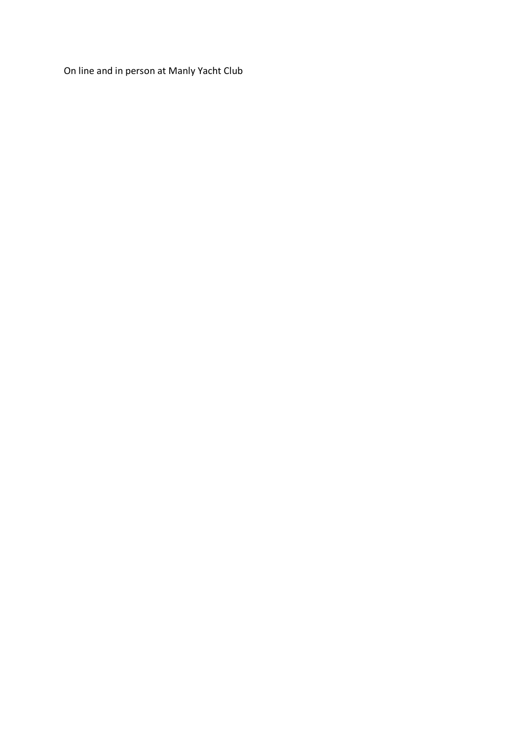On line and in person at Manly Yacht Club